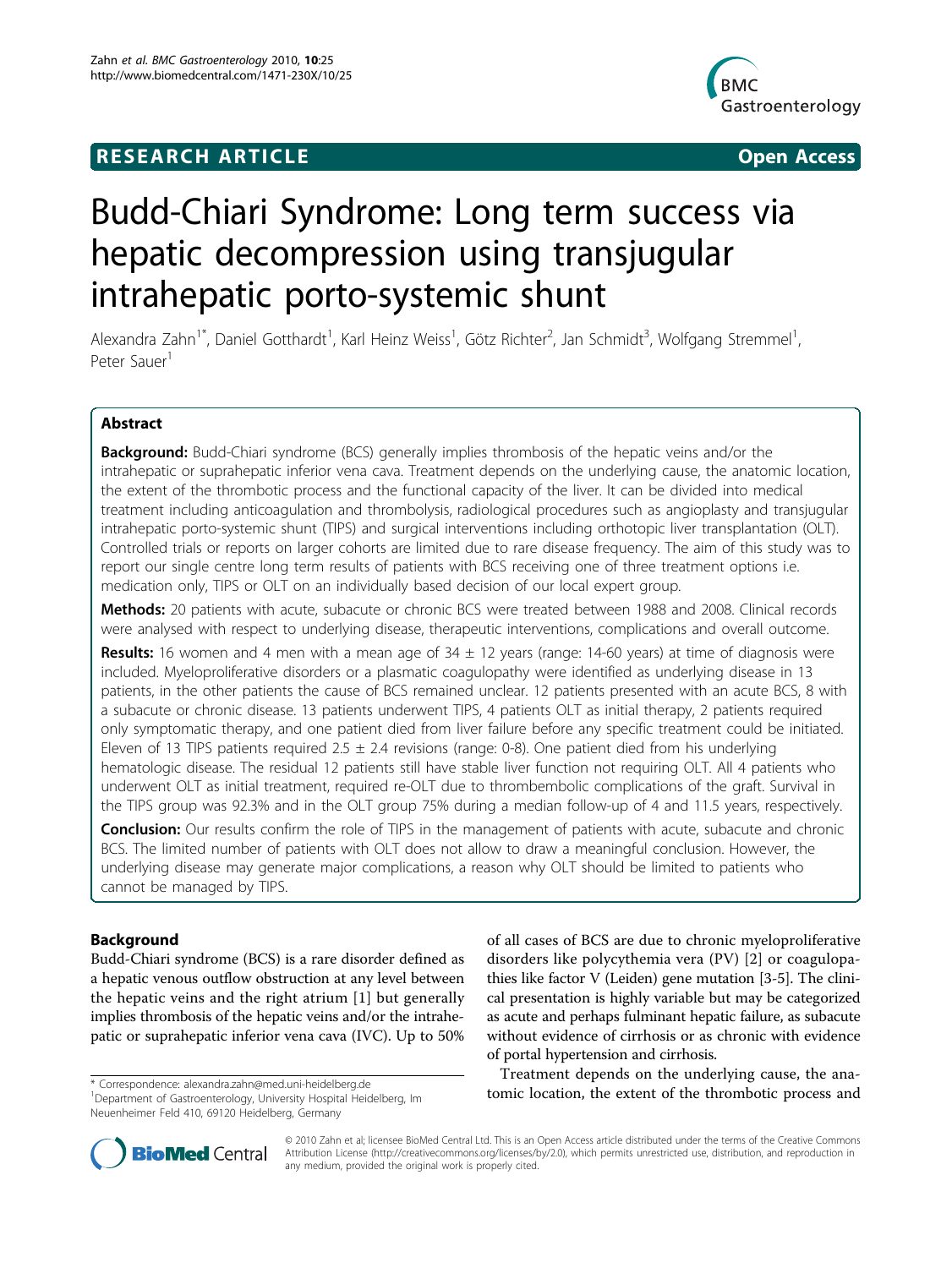**RESEARCH ARTICLE** **Open Access**

# Budd-Chiari Syndrome: Long term success via hepatic decompression using transjugular intrahepatic porto-systemic shunt

Alexandra Zahn[1*], Daniel Gotthardt[1], Karl Heinz Weiss[1], Götz Richter[2], Jan Schmidt[3], Wolfgang Stremmel[1], Peter Sauer[1]

## Abstract

**Background:** Budd-Chiari syndrome (BCS) generally implies thrombosis of the hepatic veins and/or the intrahepatic or suprahepatic inferior vena cava. Treatment depends on the underlying cause, the anatomic location, the extent of the thrombotic process and the functional capacity of the liver. It can be divided into medical treatment including anticoagulation and thrombolysis, radiological procedures such as angioplasty and transjugular intrahepatic porto-systemic shunt (TIPS) and surgical interventions including orthotopic liver transplantation (OLT). Controlled trials or reports on larger cohorts are limited due to rare disease frequency. The aim of this study was to report our single centre long term results of patients with BCS receiving one of three treatment options i.e. medication only, TIPS or OLT on an individually based decision of our local expert group.

**Methods:** 20 patients with acute, subacute or chronic BCS were treated between 1988 and 2008. Clinical records were analysed with respect to underlying disease, therapeutic interventions, complications and overall outcome.

**Results:** 16 women and 4 men with a mean age of 34 ± 12 years (range: 14-60 years) at time of diagnosis were included. Myeloproliferative disorders or a plasmatic coagulopathy were identified as underlying disease in 13 patients, in the other patients the cause of BCS remained unclear. 12 patients presented with an acute BCS, 8 with a subacute or chronic disease. 13 patients underwent TIPS, 4 patients OLT as initial therapy, 2 patients required only symptomatic therapy, and one patient died from liver failure before any specific treatment could be initiated. Eleven of 13 TIPS patients required 2.5 ± 2.4 revisions (range: 0-8). One patient died from his underlying hematologic disease. The residual 12 patients still have stable liver function not requiring OLT. All 4 patients who underwent OLT as initial treatment, required re-OLT due to thrombembolic complications of the graft. Survival in the TIPS group was 92.3% and in the OLT group 75% during a median follow-up of 4 and 11.5 years, respectively.

**Conclusion:** Our results confirm the role of TIPS in the management of patients with acute, subacute and chronic BCS. The limited number of patients with OLT does not allow to draw a meaningful conclusion. However, the underlying disease may generate major complications, a reason why OLT should be limited to patients who cannot be managed by TIPS.

## Background

Budd-Chiari syndrome (BCS) is a rare disorder defined as a hepatic venous outflow obstruction at any level between the hepatic veins and the right atrium [1] but generally implies thrombosis of the hepatic veins and/or the intrahepatic or suprahepatic inferior vena cava (IVC). Up to 50% of all cases of BCS are due to chronic myeloproliferative disorders like polycythemia vera (PV) [2] or coagulopathies like factor V (Leiden) gene mutation [3-5]. The clinical presentation is highly variable but may be categorized as acute and perhaps fulminant hepatic failure, as subacute without evidence of cirrhosis or as chronic with evidence of portal hypertension and cirrhosis.

Treatment depends on the underlying cause, the anatomic location, the extent of the thrombotic process and

\* Correspondence: alexandra.zahn@med.uni-heidelberg.de
[1]Department of Gastroenterology, University Hospital Heidelberg, Im Neuenheimer Feld 410, 69120 Heidelberg, Germany

© 2010 Zahn et al; licensee BioMed Central Ltd. This is an Open Access article distributed under the terms of the Creative Commons Attribution License (http://creativecommons.org/licenses/by/2.0), which permits unrestricted use, distribution, and reproduction in any medium, provided the original work is properly cited.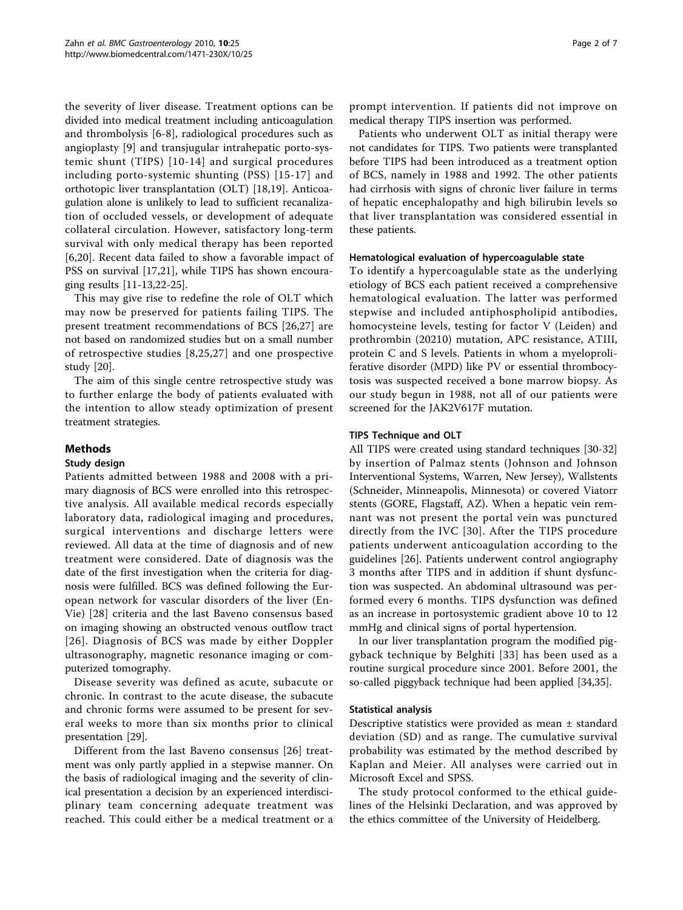the severity of liver disease. Treatment options can be divided into medical treatment including anticoagulation and thrombolysis [6-8], radiological procedures such as angioplasty [9] and transjugular intrahepatic porto-systemic shunt (TIPS) [10-14] and surgical procedures including porto-systemic shunting (PSS) [15-17] and orthotopic liver transplantation (OLT) [18,19]. Anticoagulation alone is unlikely to lead to sufficient recanalization of occluded vessels, or development of adequate collateral circulation. However, satisfactory long-term survival with only medical therapy has been reported [6,20]. Recent data failed to show a favorable impact of PSS on survival [17,21], while TIPS has shown encouraging results [11-13,22-25].

This may give rise to redefine the role of OLT which may now be preserved for patients failing TIPS. The present treatment recommendations of BCS [26,27] are not based on randomized studies but on a small number of retrospective studies [8,25,27] and one prospective study [20].

The aim of this single centre retrospective study was to further enlarge the body of patients evaluated with the intention to allow steady optimization of present treatment strategies.

## Methods

### Study design

Patients admitted between 1988 and 2008 with a primary diagnosis of BCS were enrolled into this retrospective analysis. All available medical records especially laboratory data, radiological imaging and procedures, surgical interventions and discharge letters were reviewed. All data at the time of diagnosis and of new treatment were considered. Date of diagnosis was the date of the first investigation when the criteria for diagnosis were fulfilled. BCS was defined following the European network for vascular disorders of the liver (En-Vie) [28] criteria and the last Baveno consensus based on imaging showing an obstructed venous outflow tract [26]. Diagnosis of BCS was made by either Doppler ultrasonography, magnetic resonance imaging or computerized tomography.

Disease severity was defined as acute, subacute or chronic. In contrast to the acute disease, the subacute and chronic forms were assumed to be present for several weeks to more than six months prior to clinical presentation [29].

Different from the last Baveno consensus [26] treatment was only partly applied in a stepwise manner. On the basis of radiological imaging and the severity of clinical presentation a decision by an experienced interdisciplinary team concerning adequate treatment was reached. This could either be a medical treatment or a prompt intervention. If patients did not improve on medical therapy TIPS insertion was performed.

Patients who underwent OLT as initial therapy were not candidates for TIPS. Two patients were transplanted before TIPS had been introduced as a treatment option of BCS, namely in 1988 and 1992. The other patients had cirrhosis with signs of chronic liver failure in terms of hepatic encephalopathy and high bilirubin levels so that liver transplantation was considered essential in these patients.

### Hematological evaluation of hypercoagulable state

To identify a hypercoagulable state as the underlying etiology of BCS each patient received a comprehensive hematological evaluation. The latter was performed stepwise and included antiphospholipid antibodies, homocysteine levels, testing for factor V (Leiden) and prothrombin (20210) mutation, APC resistance, ATIII, protein C and S levels. Patients in whom a myeloproliferative disorder (MPD) like PV or essential thrombocytosis was suspected received a bone marrow biopsy. As our study begun in 1988, not all of our patients were screened for the JAK2V617F mutation.

### TIPS Technique and OLT

All TIPS were created using standard techniques [30-32] by insertion of Palmaz stents (Johnson and Johnson Interventional Systems, Warren, New Jersey), Wallstents (Schneider, Minneapolis, Minnesota) or covered Viatorr stents (GORE, Flagstaff, AZ). When a hepatic vein remnant was not present the portal vein was punctured directly from the IVC [30]. After the TIPS procedure patients underwent anticoagulation according to the guidelines [26]. Patients underwent control angiography 3 months after TIPS and in addition if shunt dysfunction was suspected. An abdominal ultrasound was performed every 6 months. TIPS dysfunction was defined as an increase in portosystemic gradient above 10 to 12 mmHg and clinical signs of portal hypertension.

In our liver transplantation program the modified piggyback technique by Belghiti [33] has been used as a routine surgical procedure since 2001. Before 2001, the so-called piggyback technique had been applied [34,35].

### Statistical analysis

Descriptive statistics were provided as mean ± standard deviation (SD) and as range. The cumulative survival probability was estimated by the method described by Kaplan and Meier. All analyses were carried out in Microsoft Excel and SPSS.

The study protocol conformed to the ethical guidelines of the Helsinki Declaration, and was approved by the ethics committee of the University of Heidelberg.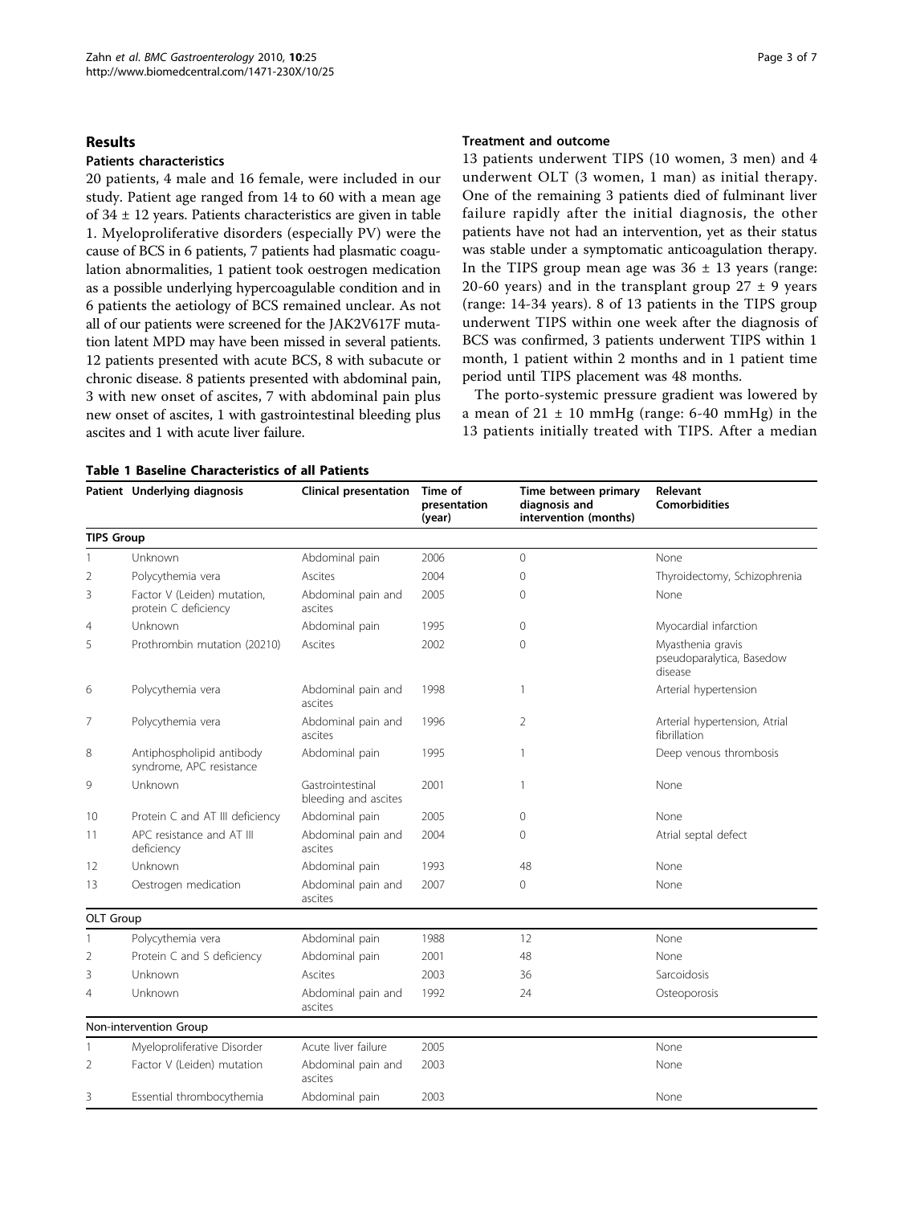## Results

### Patients characteristics

20 patients, 4 male and 16 female, were included in our study. Patient age ranged from 14 to 60 with a mean age of 34 ± 12 years. Patients characteristics are given in table 1. Myeloproliferative disorders (especially PV) were the cause of BCS in 6 patients, 7 patients had plasmatic coagulation abnormalities, 1 patient took oestrogen medication as a possible underlying hypercoagulable condition and in 6 patients the aetiology of BCS remained unclear. As not all of our patients were screened for the JAK2V617F mutation latent MPD may have been missed in several patients. 12 patients presented with acute BCS, 8 with subacute or chronic disease. 8 patients presented with abdominal pain, 3 with new onset of ascites, 7 with abdominal pain plus new onset of ascites, 1 with gastrointestinal bleeding plus ascites and 1 with acute liver failure.

### Treatment and outcome

13 patients underwent TIPS (10 women, 3 men) and 4 underwent OLT (3 women, 1 man) as initial therapy. One of the remaining 3 patients died of fulminant liver failure rapidly after the initial diagnosis, the other patients have not had an intervention, yet as their status was stable under a symptomatic anticoagulation therapy. In the TIPS group mean age was 36 ± 13 years (range: 20-60 years) and in the transplant group 27 ± 9 years (range: 14-34 years). 8 of 13 patients in the TIPS group underwent TIPS within one week after the diagnosis of BCS was confirmed, 3 patients underwent TIPS within 1 month, 1 patient within 2 months and in 1 patient time period until TIPS placement was 48 months.

The porto-systemic pressure gradient was lowered by a mean of 21 ± 10 mmHg (range: 6-40 mmHg) in the 13 patients initially treated with TIPS. After a median

**Table 1 Baseline Characteristics of all Patients**

| Patient | Underlying diagnosis | Clinical presentation | Time of presentation (year) | Time between primary diagnosis and intervention (months) | Relevant Comorbidities |
|---|---|---|---|---|---|
| **TIPS Group** | | | | | |
| 1 | Unknown | Abdominal pain | 2006 | 0 | None |
| 2 | Polycythemia vera | Ascites | 2004 | 0 | Thyroidectomy, Schizophrenia |
| 3 | Factor V (Leiden) mutation, protein C deficiency | Abdominal pain and ascites | 2005 | 0 | None |
| 4 | Unknown | Abdominal pain | 1995 | 0 | Myocardial infarction |
| 5 | Prothrombin mutation (20210) | Ascites | 2002 | 0 | Myasthenia gravis pseudoparalytica, Basedow disease |
| 6 | Polycythemia vera | Abdominal pain and ascites | 1998 | 1 | Arterial hypertension |
| 7 | Polycythemia vera | Abdominal pain and ascites | 1996 | 2 | Arterial hypertension, Atrial fibrillation |
| 8 | Antiphospholipid antibody syndrome, APC resistance | Abdominal pain | 1995 | 1 | Deep venous thrombosis |
| 9 | Unknown | Gastrointestinal bleeding and ascites | 2001 | 1 | None |
| 10 | Protein C and AT III deficiency | Abdominal pain | 2005 | 0 | None |
| 11 | APC resistance and AT III deficiency | Abdominal pain and ascites | 2004 | 0 | Atrial septal defect |
| 12 | Unknown | Abdominal pain | 1993 | 48 | None |
| 13 | Oestrogen medication | Abdominal pain and ascites | 2007 | 0 | None |
| **OLT Group** | | | | | |
| 1 | Polycythemia vera | Abdominal pain | 1988 | 12 | None |
| 2 | Protein C and S deficiency | Abdominal pain | 2001 | 48 | None |
| 3 | Unknown | Ascites | 2003 | 36 | Sarcoidosis |
| 4 | Unknown | Abdominal pain and ascites | 1992 | 24 | Osteoporosis |
| **Non-intervention Group** | | | | | |
| 1 | Myeloproliferative Disorder | Acute liver failure | 2005 | | None |
| 2 | Factor V (Leiden) mutation | Abdominal pain and ascites | 2003 | | None |
| 3 | Essential thrombocythemia | Abdominal pain | 2003 | | None |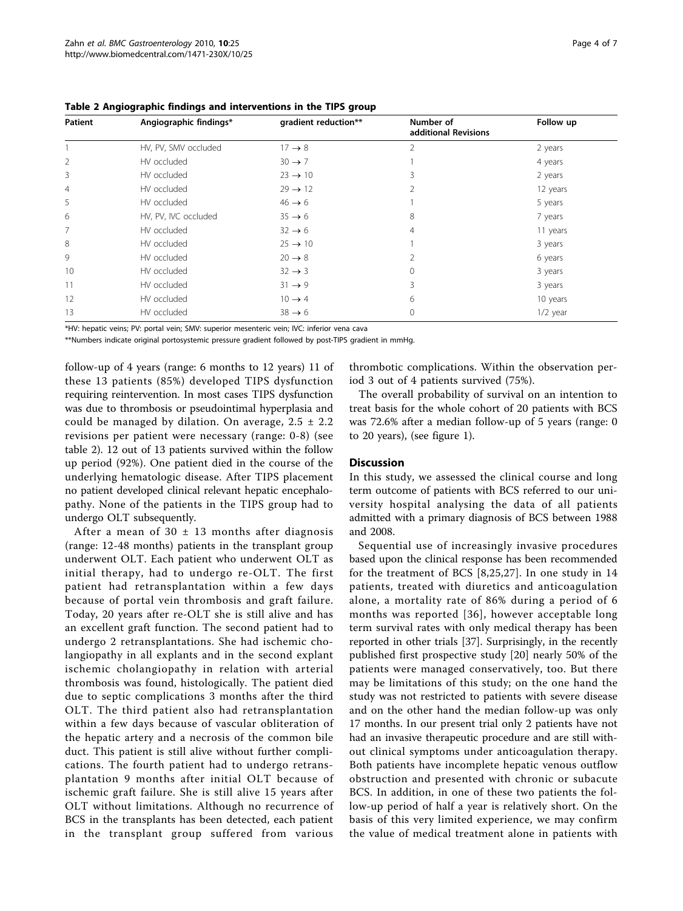**Table 2 Angiographic findings and interventions in the TIPS group**

| Patient | Angiographic findings* | gradient reduction** | Number of additional Revisions | Follow up |
|---|---|---|---|---|
| 1 | HV, PV, SMV occluded | 17 → 8 | 2 | 2 years |
| 2 | HV occluded | 30 → 7 | 1 | 4 years |
| 3 | HV occluded | 23 → 10 | 3 | 2 years |
| 4 | HV occluded | 29 → 12 | 2 | 12 years |
| 5 | HV occluded | 46 → 6 | 1 | 5 years |
| 6 | HV, PV, IVC occluded | 35 → 6 | 8 | 7 years |
| 7 | HV occluded | 32 → 6 | 4 | 11 years |
| 8 | HV occluded | 25 → 10 | 1 | 3 years |
| 9 | HV occluded | 20 → 8 | 2 | 6 years |
| 10 | HV occluded | 32 → 3 | 0 | 3 years |
| 11 | HV occluded | 31 → 9 | 3 | 3 years |
| 12 | HV occluded | 10 → 4 | 6 | 10 years |
| 13 | HV occluded | 38 → 6 | 0 | 1/2 year |

*HV: hepatic veins; PV: portal vein; SMV: superior mesenteric vein; IVC: inferior vena cava

**Numbers indicate original portosystemic pressure gradient followed by post-TIPS gradient in mmHg.

follow-up of 4 years (range: 6 months to 12 years) 11 of these 13 patients (85%) developed TIPS dysfunction requiring reintervention. In most cases TIPS dysfunction was due to thrombosis or pseudointimal hyperplasia and could be managed by dilation. On average, 2.5 ± 2.2 revisions per patient were necessary (range: 0-8) (see table 2). 12 out of 13 patients survived within the follow up period (92%). One patient died in the course of the underlying hematologic disease. After TIPS placement no patient developed clinical relevant hepatic encephalopathy. None of the patients in the TIPS group had to undergo OLT subsequently.

After a mean of 30 ± 13 months after diagnosis (range: 12-48 months) patients in the transplant group underwent OLT. Each patient who underwent OLT as initial therapy, had to undergo re-OLT. The first patient had retransplantation within a few days because of portal vein thrombosis and graft failure. Today, 20 years after re-OLT she is still alive and has an excellent graft function. The second patient had to undergo 2 retransplantations. She had ischemic cholangiopathy in all explants and in the second explant ischemic cholangiopathy in relation with arterial thrombosis was found, histologically. The patient died due to septic complications 3 months after the third OLT. The third patient also had retransplantation within a few days because of vascular obliteration of the hepatic artery and a necrosis of the common bile duct. This patient is still alive without further complications. The fourth patient had to undergo retransplantation 9 months after initial OLT because of ischemic graft failure. She is still alive 15 years after OLT without limitations. Although no recurrence of BCS in the transplants has been detected, each patient in the transplant group suffered from various thrombotic complications. Within the observation period 3 out of 4 patients survived (75%).

The overall probability of survival on an intention to treat basis for the whole cohort of 20 patients with BCS was 72.6% after a median follow-up of 5 years (range: 0 to 20 years), (see figure 1).

## Discussion

In this study, we assessed the clinical course and long term outcome of patients with BCS referred to our university hospital analysing the data of all patients admitted with a primary diagnosis of BCS between 1988 and 2008.

Sequential use of increasingly invasive procedures based upon the clinical response has been recommended for the treatment of BCS [8,25,27]. In one study in 14 patients, treated with diuretics and anticoagulation alone, a mortality rate of 86% during a period of 6 months was reported [36], however acceptable long term survival rates with only medical therapy has been reported in other trials [37]. Surprisingly, in the recently published first prospective study [20] nearly 50% of the patients were managed conservatively, too. But there may be limitations of this study; on the one hand the study was not restricted to patients with severe disease and on the other hand the median follow-up was only 17 months. In our present trial only 2 patients have not had an invasive therapeutic procedure and are still without clinical symptoms under anticoagulation therapy. Both patients have incomplete hepatic venous outflow obstruction and presented with chronic or subacute BCS. In addition, in one of these two patients the follow-up period of half a year is relatively short. On the basis of this very limited experience, we may confirm the value of medical treatment alone in patients with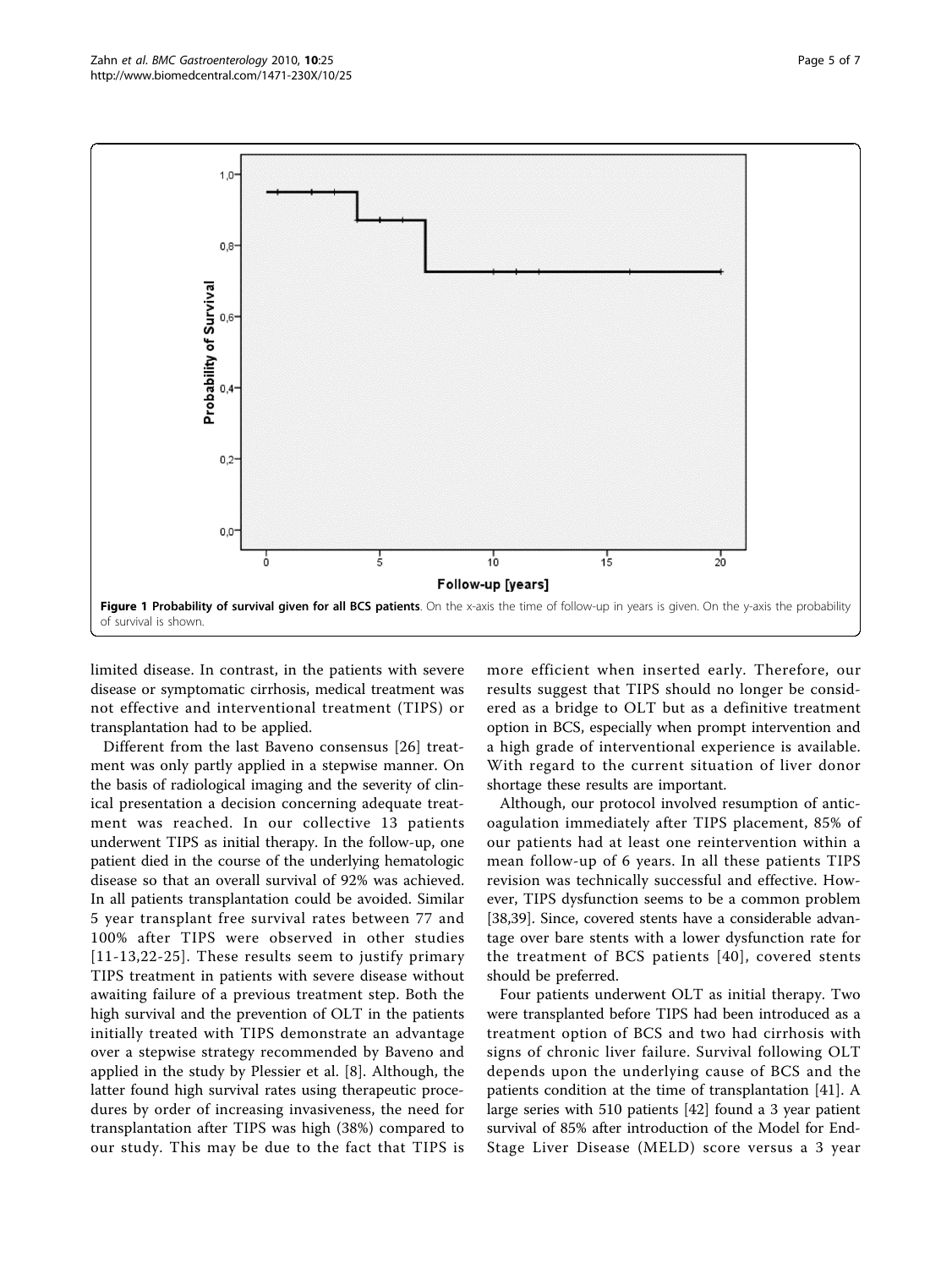**Figure 1 Probability of survival given for all BCS patients**. On the x-axis the time of follow-up in years is given. On the y-axis the probability of survival is shown.

limited disease. In contrast, in the patients with severe disease or symptomatic cirrhosis, medical treatment was not effective and interventional treatment (TIPS) or transplantation had to be applied.

Different from the last Baveno consensus [26] treatment was only partly applied in a stepwise manner. On the basis of radiological imaging and the severity of clinical presentation a decision concerning adequate treatment was reached. In our collective 13 patients underwent TIPS as initial therapy. In the follow-up, one patient died in the course of the underlying hematologic disease so that an overall survival of 92% was achieved. In all patients transplantation could be avoided. Similar 5 year transplant free survival rates between 77 and 100% after TIPS were observed in other studies [11-13,22-25]. These results seem to justify primary TIPS treatment in patients with severe disease without awaiting failure of a previous treatment step. Both the high survival and the prevention of OLT in the patients initially treated with TIPS demonstrate an advantage over a stepwise strategy recommended by Baveno and applied in the study by Plessier et al. [8]. Although, the latter found high survival rates using therapeutic procedures by order of increasing invasiveness, the need for transplantation after TIPS was high (38%) compared to our study. This may be due to the fact that TIPS is more efficient when inserted early. Therefore, our results suggest that TIPS should no longer be considered as a bridge to OLT but as a definitive treatment option in BCS, especially when prompt intervention and a high grade of interventional experience is available. With regard to the current situation of liver donor shortage these results are important.

Although, our protocol involved resumption of anticoagulation immediately after TIPS placement, 85% of our patients had at least one reintervention within a mean follow-up of 6 years. In all these patients TIPS revision was technically successful and effective. However, TIPS dysfunction seems to be a common problem [38,39]. Since, covered stents have a considerable advantage over bare stents with a lower dysfunction rate for the treatment of BCS patients [40], covered stents should be preferred.

Four patients underwent OLT as initial therapy. Two were transplanted before TIPS had been introduced as a treatment option of BCS and two had cirrhosis with signs of chronic liver failure. Survival following OLT depends upon the underlying cause of BCS and the patients condition at the time of transplantation [41]. A large series with 510 patients [42] found a 3 year patient survival of 85% after introduction of the Model for End-Stage Liver Disease (MELD) score versus a 3 year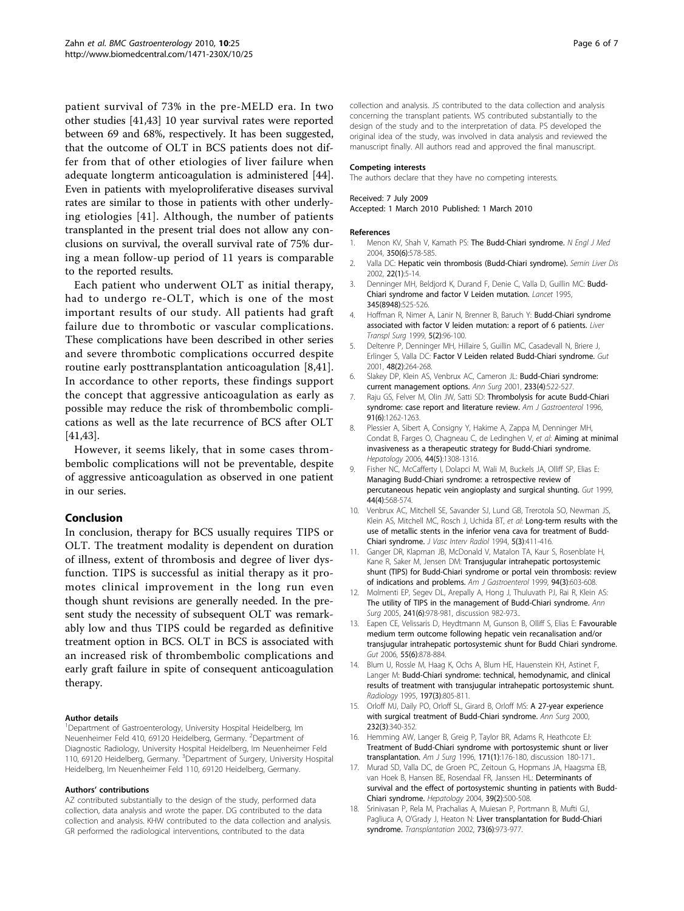patient survival of 73% in the pre-MELD era. In two other studies [41,43] 10 year survival rates were reported between 69 and 68%, respectively. It has been suggested, that the outcome of OLT in BCS patients does not differ from that of other etiologies of liver failure when adequate longterm anticoagulation is administered [44]. Even in patients with myeloproliferative diseases survival rates are similar to those in patients with other underlying etiologies [41]. Although, the number of patients transplanted in the present trial does not allow any conclusions on survival, the overall survival rate of 75% during a mean follow-up period of 11 years is comparable to the reported results.

Each patient who underwent OLT as initial therapy, had to undergo re-OLT, which is one of the most important results of our study. All patients had graft failure due to thrombotic or vascular complications. These complications have been described in other series and severe thrombotic complications occurred despite routine early posttransplantation anticoagulation [8,41]. In accordance to other reports, these findings support the concept that aggressive anticoagulation as early as possible may reduce the risk of thrombembolic complications as well as the late recurrence of BCS after OLT [41,43].

However, it seems likely, that in some cases thrombembolic complications will not be preventable, despite of aggressive anticoagulation as observed in one patient in our series.

## Conclusion

In conclusion, therapy for BCS usually requires TIPS or OLT. The treatment modality is dependent on duration of illness, extent of thrombosis and degree of liver dysfunction. TIPS is successful as initial therapy as it promotes clinical improvement in the long run even though shunt revisions are generally needed. In the present study the necessity of subsequent OLT was remarkably low and thus TIPS could be regarded as definitive treatment option in BCS. OLT in BCS is associated with an increased risk of thrombembolic complications and early graft failure in spite of consequent anticoagulation therapy.

#### Author details

[1]Department of Gastroenterology, University Hospital Heidelberg, Im Neuenheimer Feld 410, 69120 Heidelberg, Germany. [2]Department of Diagnostic Radiology, University Hospital Heidelberg, Im Neuenheimer Feld 110, 69120 Heidelberg, Germany. [3]Department of Surgery, University Hospital Heidelberg, Im Neuenheimer Feld 110, 69120 Heidelberg, Germany.

#### Authors' contributions

AZ contributed substantially to the design of the study, performed data collection, data analysis and wrote the paper. DG contributed to the data collection and analysis. KHW contributed to the data collection and analysis. GR performed the radiological interventions, contributed to the data collection and analysis. JS contributed to the data collection and analysis concerning the transplant patients. WS contributed substantially to the design of the study and to the interpretation of data. PS developed the original idea of the study, was involved in data analysis and reviewed the manuscript finally. All authors read and approved the final manuscript.

#### Competing interests

The authors declare that they have no competing interests.

Received: 7 July 2009
Accepted: 1 March 2010 Published: 1 March 2010

#### References

1. Menon KV, Shah V, Kamath PS: **The Budd-Chiari syndrome.** *N Engl J Med* 2004, **350(6)**:578-585.
2. Valla DC: **Hepatic vein thrombosis (Budd-Chiari syndrome).** *Semin Liver Dis* 2002, **22(1)**:5-14.
3. Denninger MH, Beldjord K, Durand F, Denie C, Valla D, Guillin MC: **Budd-Chiari syndrome and factor V Leiden mutation.** *Lancet* 1995, **345(8948)**:525-526.
4. Hoffman R, Nimer A, Lanir N, Brenner B, Baruch Y: **Budd-Chiari syndrome associated with factor V leiden mutation: a report of 6 patients.** *Liver Transpl Surg* 1999, **5(2)**:96-100.
5. Deltenre P, Denninger MH, Hillaire S, Guillin MC, Casadevall N, Briere J, Erlinger S, Valla DC: **Factor V Leiden related Budd-Chiari syndrome.** *Gut* 2001, **48(2)**:264-268.
6. Slakey DP, Klein AS, Venbrux AC, Cameron JL: **Budd-Chiari syndrome: current management options.** *Ann Surg* 2001, **233(4)**:522-527.
7. Raju GS, Felver M, Olin JW, Satti SD: **Thrombolysis for acute Budd-Chiari syndrome: case report and literature review.** *Am J Gastroenterol* 1996, **91(6)**:1262-1263.
8. Plessier A, Sibert A, Consigny Y, Hakime A, Zappa M, Denninger MH, Condat B, Farges O, Chagneau C, de Ledinghen V, *et al*: **Aiming at minimal invasiveness as a therapeutic strategy for Budd-Chiari syndrome.** *Hepatology* 2006, **44(5)**:1308-1316.
9. Fisher NC, McCafferty I, Dolapci M, Wali M, Buckels JA, Olliff SP, Elias E: **Managing Budd-Chiari syndrome: a retrospective review of percutaneous hepatic vein angioplasty and surgical shunting.** *Gut* 1999, **44(4)**:568-574.
10. Venbrux AC, Mitchell SE, Savander SJ, Lund GB, Trerotola SO, Newman JS, Klein AS, Mitchell MC, Rosch J, Uchida BT, *et al*: **Long-term results with the use of metallic stents in the inferior vena cava for treatment of Budd-Chiari syndrome.** *J Vasc Interv Radiol* 1994, **5(3)**:411-416.
11. Ganger DR, Klapman JB, McDonald V, Matalon TA, Kaur S, Rosenblate H, Kane R, Saker M, Jensen DM: **Transjugular intrahepatic portosystemic shunt (TIPS) for Budd-Chiari syndrome or portal vein thrombosis: review of indications and problems.** *Am J Gastroenterol* 1999, **94(3)**:603-608.
12. Molmenti EP, Segev DL, Arepally A, Hong J, Thuluvath PJ, Rai R, Klein AS: **The utility of TIPS in the management of Budd-Chiari syndrome.** *Ann Surg* 2005, **241(6)**:978-981, discussion 982-973..
13. Eapen CE, Velissaris D, Heydtmann M, Gunson B, Olliff S, Elias E: **Favourable medium term outcome following hepatic vein recanalisation and/or transjugular intrahepatic portosystemic shunt for Budd Chiari syndrome.** *Gut* 2006, **55(6)**:878-884.
14. Blum U, Rossle M, Haag K, Ochs A, Blum HE, Hauenstein KH, Astinet F, Langer M: **Budd-Chiari syndrome: technical, hemodynamic, and clinical results of treatment with transjugular intrahepatic portosystemic shunt.** *Radiology* 1995, **197(3)**:805-811.
15. Orloff MJ, Daily PO, Orloff SL, Girard B, Orloff MS: **A 27-year experience with surgical treatment of Budd-Chiari syndrome.** *Ann Surg* 2000, **232(3)**:340-352.
16. Hemming AW, Langer B, Greig P, Taylor BR, Adams R, Heathcote EJ: **Treatment of Budd-Chiari syndrome with portosystemic shunt or liver transplantation.** *Am J Surg* 1996, **171(1)**:176-180, discussion 180-171..
17. Murad SD, Valla DC, de Groen PC, Zeitoun G, Hopmans JA, Haagsma EB, van Hoek B, Hansen BE, Rosendaal FR, Janssen HL: **Determinants of survival and the effect of portosystemic shunting in patients with Budd-Chiari syndrome.** *Hepatology* 2004, **39(2)**:500-508.
18. Srinivasan P, Rela M, Prachalias A, Muiesan P, Portmann B, Mufti GJ, Pagliuca A, O'Grady J, Heaton N: **Liver transplantation for Budd-Chiari syndrome.** *Transplantation* 2002, **73(6)**:973-977.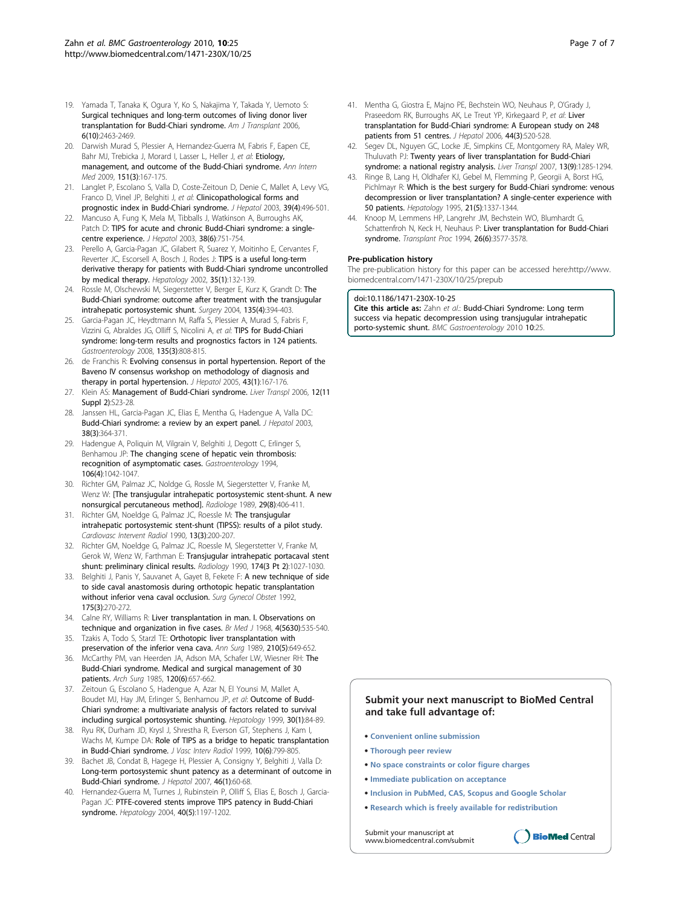19. Yamada T, Tanaka K, Ogura Y, Ko S, Nakajima Y, Takada Y, Uemoto S: **Surgical techniques and long-term outcomes of living donor liver transplantation for Budd-Chiari syndrome.** *Am J Transplant* 2006, **6(10)**:2463-2469.
20. Darwish Murad S, Plessier A, Hernandez-Guerra M, Fabris F, Eapen CE, Bahr MJ, Trebicka J, Morard I, Lasser L, Heller J, *et al*: **Etiology, management, and outcome of the Budd-Chiari syndrome.** *Ann Intern Med* 2009, **151(3)**:167-175.
21. Langlet P, Escolano S, Valla D, Coste-Zeitoun D, Denie C, Mallet A, Levy VG, Franco D, Vinel JP, Belghiti J, *et al*: **Clinicopathological forms and prognostic index in Budd-Chiari syndrome.** *J Hepatol* 2003, **39(4)**:496-501.
22. Mancuso A, Fung K, Mela M, Tibballs J, Watkinson A, Burroughs AK, Patch D: **TIPS for acute and chronic Budd-Chiari syndrome: a single-centre experience.** *J Hepatol* 2003, **38(6)**:751-754.
23. Perello A, Garcia-Pagan JC, Gilabert R, Suarez Y, Moitinho E, Cervantes F, Reverter JC, Escorsell A, Bosch J, Rodes J: **TIPS is a useful long-term derivative therapy for patients with Budd-Chiari syndrome uncontrolled by medical therapy.** *Hepatology* 2002, **35(1)**:132-139.
24. Rossle M, Olschewski M, Siegerstetter V, Berger E, Kurz K, Grandt D: **The Budd-Chiari syndrome: outcome after treatment with the transjugular intrahepatic portosystemic shunt.** *Surgery* 2004, **135(4)**:394-403.
25. Garcia-Pagan JC, Heydtmann M, Raffa S, Plessier A, Murad S, Fabris F, Vizzini G, Abraldes JG, Olliff S, Nicolini A, *et al*: **TIPS for Budd-Chiari syndrome: long-term results and prognostics factors in 124 patients.** *Gastroenterology* 2008, **135(3)**:808-815.
26. de Franchis R: **Evolving consensus in portal hypertension. Report of the Baveno IV consensus workshop on methodology of diagnosis and therapy in portal hypertension.** *J Hepatol* 2005, **43(1)**:167-176.
27. Klein AS: **Management of Budd-Chiari syndrome.** *Liver Transpl* 2006, **12(11 Suppl 2)**:S23-28.
28. Janssen HL, Garcia-Pagan JC, Elias E, Mentha G, Hadengue A, Valla DC: **Budd-Chiari syndrome: a review by an expert panel.** *J Hepatol* 2003, **38(3)**:364-371.
29. Hadengue A, Poliquin M, Vilgrain V, Belghiti J, Degott C, Erlinger S, Benhamou JP: **The changing scene of hepatic vein thrombosis: recognition of asymptomatic cases.** *Gastroenterology* 1994, **106(4)**:1042-1047.
30. Richter GM, Palmaz JC, Noldge G, Rossle M, Siegerstetter V, Franke M, Wenz W: **[The transjugular intrahepatic portosystemic stent-shunt. A new nonsurgical percutaneous method].** *Radiologe* 1989, **29(8)**:406-411.
31. Richter GM, Noeldge G, Palmaz JC, Roessle M: **The transjugular intrahepatic portosystemic stent-shunt (TIPSS): results of a pilot study.** *Cardiovasc Intervent Radiol* 1990, **13(3)**:200-207.
32. Richter GM, Noeldge G, Palmaz JC, Roessle M, Slegerstetter V, Franke M, Gerok W, Wenz W, Farthman E: **Transjugular intrahepatic portacaval stent shunt: preliminary clinical results.** *Radiology* 1990, **174(3 Pt 2)**:1027-1030.
33. Belghiti J, Panis Y, Sauvanet A, Gayet B, Fekete F: **A new technique of side to side caval anastomosis during orthotopic hepatic transplantation without inferior vena caval occlusion.** *Surg Gynecol Obstet* 1992, **175(3)**:270-272.
34. Calne RY, Williams R: **Liver transplantation in man. I. Observations on technique and organization in five cases.** *Br Med J* 1968, **4(5630)**:535-540.
35. Tzakis A, Todo S, Starzl TE: **Orthotopic liver transplantation with preservation of the inferior vena cava.** *Ann Surg* 1989, **210(5)**:649-652.
36. McCarthy PM, van Heerden JA, Adson MA, Schafer LW, Wiesner RH: **The Budd-Chiari syndrome. Medical and surgical management of 30 patients.** *Arch Surg* 1985, **120(6)**:657-662.
37. Zeitoun G, Escolano S, Hadengue A, Azar N, El Younsi M, Mallet A, Boudet MJ, Hay JM, Erlinger S, Benhamou JP, *et al*: **Outcome of Budd-Chiari syndrome: a multivariate analysis of factors related to survival including surgical portosystemic shunting.** *Hepatology* 1999, **30(1)**:84-89.
38. Ryu RK, Durham JD, Krysl J, Shrestha R, Everson GT, Stephens J, Kam I, Wachs M, Kumpe DA: **Role of TIPS as a bridge to hepatic transplantation in Budd-Chiari syndrome.** *J Vasc Interv Radiol* 1999, **10(6)**:799-805.
39. Bachet JB, Condat B, Hagege H, Plessier A, Consigny Y, Belghiti J, Valla D: **Long-term portosystemic shunt patency as a determinant of outcome in Budd-Chiari syndrome.** *J Hepatol* 2007, **46(1)**:60-68.
40. Hernandez-Guerra M, Turnes J, Rubinstein P, Olliff S, Elias E, Bosch J, Garcia-Pagan JC: **PTFE-covered stents improve TIPS patency in Budd-Chiari syndrome.** *Hepatology* 2004, **40(5)**:1197-1202.
41. Mentha G, Giostra E, Majno PE, Bechstein WO, Neuhaus P, O'Grady J, Praseedom RK, Burroughs AK, Le Treut YP, Kirkegaard P, *et al*: **Liver transplantation for Budd-Chiari syndrome: A European study on 248 patients from 51 centres.** *J Hepatol* 2006, **44(3)**:520-528.
42. Segev DL, Nguyen GC, Locke JE, Simpkins CE, Montgomery RA, Maley WR, Thuluvath PJ: **Twenty years of liver transplantation for Budd-Chiari syndrome: a national registry analysis.** *Liver Transpl* 2007, **13(9)**:1285-1294.
43. Ringe B, Lang H, Oldhafer KJ, Gebel M, Flemming P, Georgii A, Borst HG, Pichlmayr R: **Which is the best surgery for Budd-Chiari syndrome: venous decompression or liver transplantation? A single-center experience with 50 patients.** *Hepatology* 1995, **21(5)**:1337-1344.
44. Knoop M, Lemmens HP, Langrehr JM, Bechstein WO, Blumhardt G, Schattenfroh N, Keck H, Neuhaus P: **Liver transplantation for Budd-Chiari syndrome.** *Transplant Proc* 1994, **26(6)**:3577-3578.

## Pre-publication history

The pre-publication history for this paper can be accessed here:http://www.biomedcentral.com/1471-230X/10/25/prepub

doi:10.1186/1471-230X-10-25

**Cite this article as:** Zahn *et al.*: Budd-Chiari Syndrome: Long term success via hepatic decompression using transjugular intrahepatic porto-systemic shunt. *BMC Gastroenterology* 2010 **10**:25.

**Submit your next manuscript to BioMed Central and take full advantage of:**

- **Convenient online submission**
- **Thorough peer review**
- **No space constraints or color figure charges**
- **Immediate publication on acceptance**
- **Inclusion in PubMed, CAS, Scopus and Google Scholar**
- **Research which is freely available for redistribution**

Submit your manuscript at
www.biomedcentral.com/submit

BioMed Central